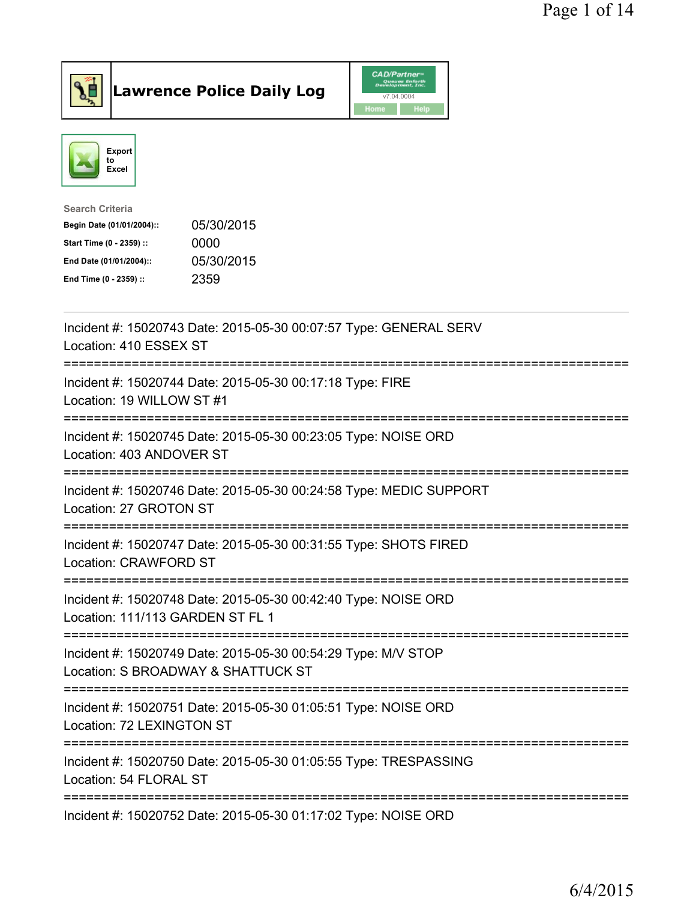# Lawrence Police Daily Log

Export to Excel

**Search Criteria**

| | |
|---|---|
| **Begin Date (01/01/2004)::** | 05/30/2015 |
| **Start Time (0 - 2359) ::** | 0000 |
| **End Date (01/01/2004)::** | 05/30/2015 |
| **End Time (0 - 2359) ::** | 2359 |

---

Incident #: 15020743 Date: 2015-05-30 00:07:57 Type: GENERAL SERV
Location: 410 ESSEX ST

===========================================================================

Incident #: 15020744 Date: 2015-05-30 00:17:18 Type: FIRE
Location: 19 WILLOW ST #1

===========================================================================

Incident #: 15020745 Date: 2015-05-30 00:23:05 Type: NOISE ORD
Location: 403 ANDOVER ST

===========================================================================

Incident #: 15020746 Date: 2015-05-30 00:24:58 Type: MEDIC SUPPORT
Location: 27 GROTON ST

===========================================================================

Incident #: 15020747 Date: 2015-05-30 00:31:55 Type: SHOTS FIRED
Location: CRAWFORD ST

===========================================================================

Incident #: 15020748 Date: 2015-05-30 00:42:40 Type: NOISE ORD
Location: 111/113 GARDEN ST FL 1

===========================================================================

Incident #: 15020749 Date: 2015-05-30 00:54:29 Type: M/V STOP
Location: S BROADWAY & SHATTUCK ST

===========================================================================

Incident #: 15020751 Date: 2015-05-30 01:05:51 Type: NOISE ORD
Location: 72 LEXINGTON ST

===========================================================================

Incident #: 15020750 Date: 2015-05-30 01:05:55 Type: TRESPASSING
Location: 54 FLORAL ST

===========================================================================

Incident #: 15020752 Date: 2015-05-30 01:17:02 Type: NOISE ORD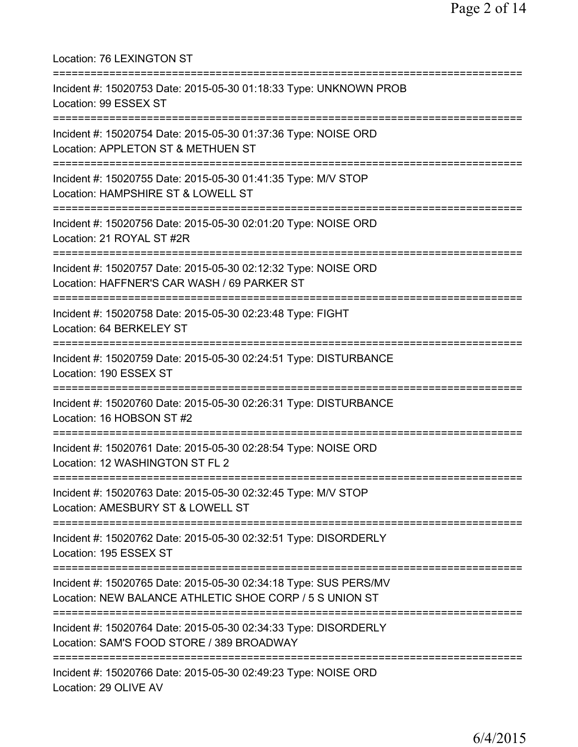Location: 76 LEXINGTON ST

===========================================================================

Incident #: 15020753 Date: 2015-05-30 01:18:33 Type: UNKNOWN PROB
Location: 99 ESSEX ST

===========================================================================

Incident #: 15020754 Date: 2015-05-30 01:37:36 Type: NOISE ORD
Location: APPLETON ST & METHUEN ST

===========================================================================

Incident #: 15020755 Date: 2015-05-30 01:41:35 Type: M/V STOP
Location: HAMPSHIRE ST & LOWELL ST

===========================================================================

Incident #: 15020756 Date: 2015-05-30 02:01:20 Type: NOISE ORD
Location: 21 ROYAL ST #2R

===========================================================================

Incident #: 15020757 Date: 2015-05-30 02:12:32 Type: NOISE ORD
Location: HAFFNER'S CAR WASH / 69 PARKER ST

===========================================================================

Incident #: 15020758 Date: 2015-05-30 02:23:48 Type: FIGHT
Location: 64 BERKELEY ST

===========================================================================

Incident #: 15020759 Date: 2015-05-30 02:24:51 Type: DISTURBANCE
Location: 190 ESSEX ST

===========================================================================

Incident #: 15020760 Date: 2015-05-30 02:26:31 Type: DISTURBANCE
Location: 16 HOBSON ST #2

===========================================================================

Incident #: 15020761 Date: 2015-05-30 02:28:54 Type: NOISE ORD
Location: 12 WASHINGTON ST FL 2

===========================================================================

Incident #: 15020763 Date: 2015-05-30 02:32:45 Type: M/V STOP
Location: AMESBURY ST & LOWELL ST

===========================================================================

Incident #: 15020762 Date: 2015-05-30 02:32:51 Type: DISORDERLY
Location: 195 ESSEX ST

===========================================================================

Incident #: 15020765 Date: 2015-05-30 02:34:18 Type: SUS PERS/MV
Location: NEW BALANCE ATHLETIC SHOE CORP / 5 S UNION ST

===========================================================================

Incident #: 15020764 Date: 2015-05-30 02:34:33 Type: DISORDERLY
Location: SAM'S FOOD STORE / 389 BROADWAY

===========================================================================

Incident #: 15020766 Date: 2015-05-30 02:49:23 Type: NOISE ORD
Location: 29 OLIVE AV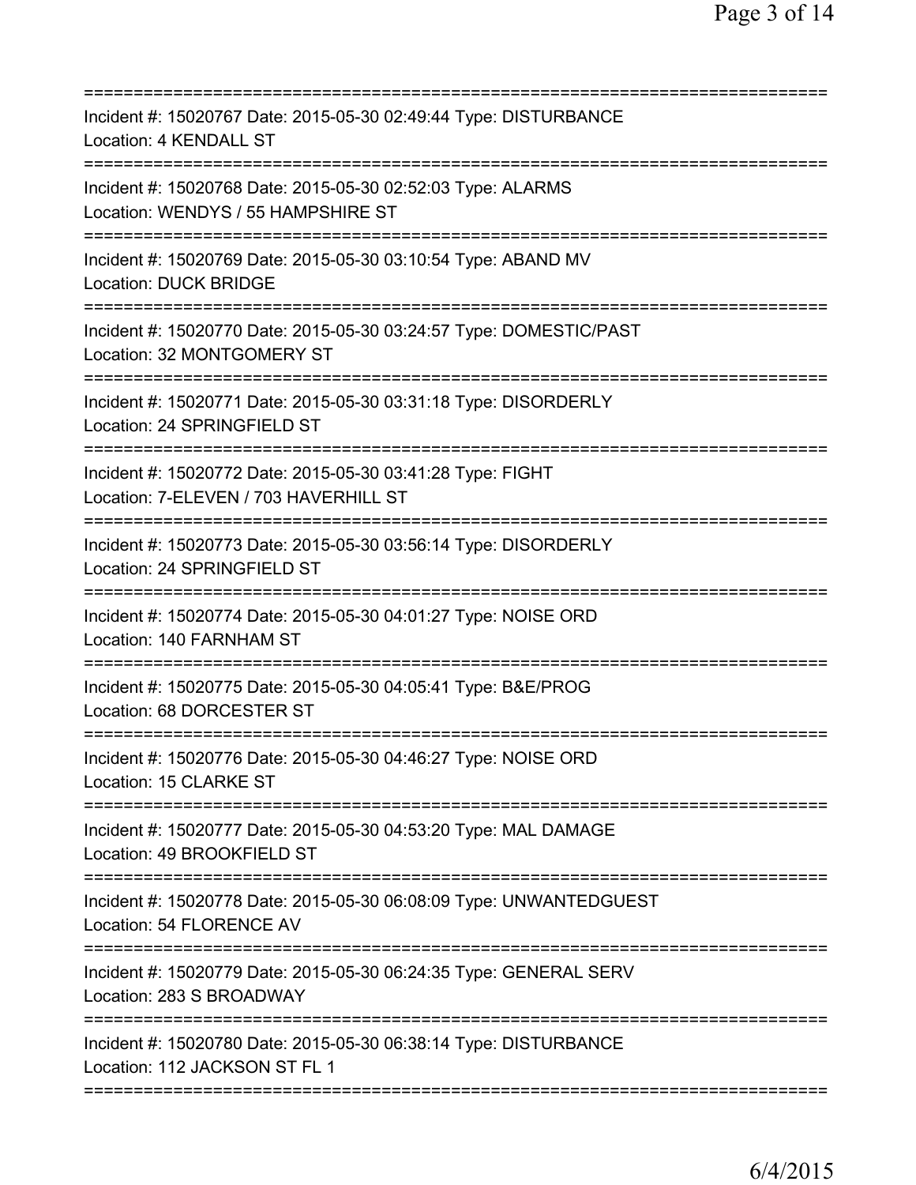===========================================================================
Incident #: 15020767 Date: 2015-05-30 02:49:44 Type: DISTURBANCE
Location: 4 KENDALL ST
===========================================================================
Incident #: 15020768 Date: 2015-05-30 02:52:03 Type: ALARMS
Location: WENDYS / 55 HAMPSHIRE ST
===========================================================================
Incident #: 15020769 Date: 2015-05-30 03:10:54 Type: ABAND MV
Location: DUCK BRIDGE
===========================================================================
Incident #: 15020770 Date: 2015-05-30 03:24:57 Type: DOMESTIC/PAST
Location: 32 MONTGOMERY ST
===========================================================================
Incident #: 15020771 Date: 2015-05-30 03:31:18 Type: DISORDERLY
Location: 24 SPRINGFIELD ST
===========================================================================
Incident #: 15020772 Date: 2015-05-30 03:41:28 Type: FIGHT
Location: 7-ELEVEN / 703 HAVERHILL ST
===========================================================================
Incident #: 15020773 Date: 2015-05-30 03:56:14 Type: DISORDERLY
Location: 24 SPRINGFIELD ST
===========================================================================
Incident #: 15020774 Date: 2015-05-30 04:01:27 Type: NOISE ORD
Location: 140 FARNHAM ST
===========================================================================
Incident #: 15020775 Date: 2015-05-30 04:05:41 Type: B&E/PROG
Location: 68 DORCESTER ST
===========================================================================
Incident #: 15020776 Date: 2015-05-30 04:46:27 Type: NOISE ORD
Location: 15 CLARKE ST
===========================================================================
Incident #: 15020777 Date: 2015-05-30 04:53:20 Type: MAL DAMAGE
Location: 49 BROOKFIELD ST
===========================================================================
Incident #: 15020778 Date: 2015-05-30 06:08:09 Type: UNWANTEDGUEST
Location: 54 FLORENCE AV
===========================================================================
Incident #: 15020779 Date: 2015-05-30 06:24:35 Type: GENERAL SERV
Location: 283 S BROADWAY
===========================================================================
Incident #: 15020780 Date: 2015-05-30 06:38:14 Type: DISTURBANCE
Location: 112 JACKSON ST FL 1
===========================================================================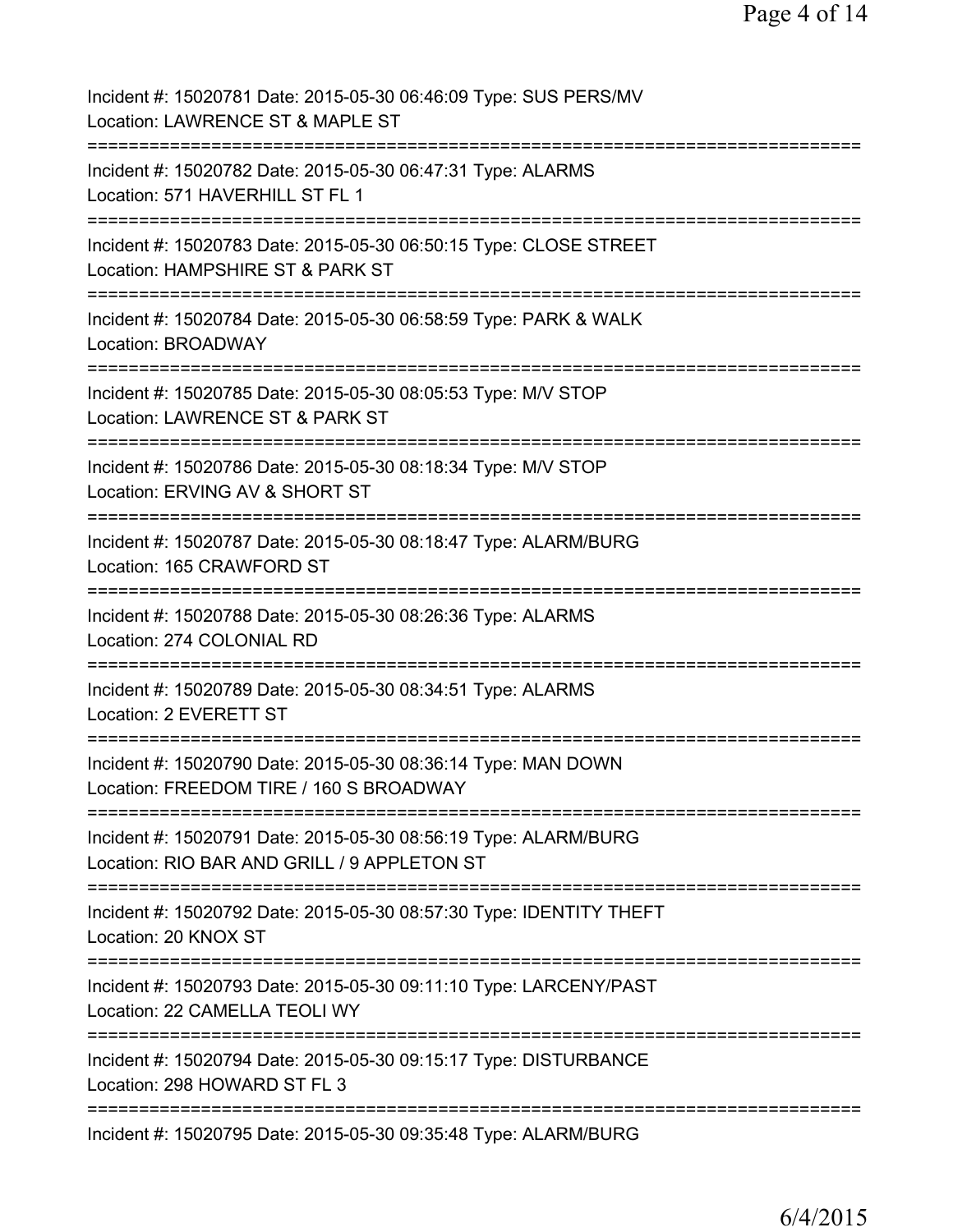Incident #: 15020781 Date: 2015-05-30 06:46:09 Type: SUS PERS/MV
Location: LAWRENCE ST & MAPLE ST

===========================================================================

Incident #: 15020782 Date: 2015-05-30 06:47:31 Type: ALARMS
Location: 571 HAVERHILL ST FL 1

===========================================================================

Incident #: 15020783 Date: 2015-05-30 06:50:15 Type: CLOSE STREET
Location: HAMPSHIRE ST & PARK ST

===========================================================================

Incident #: 15020784 Date: 2015-05-30 06:58:59 Type: PARK & WALK
Location: BROADWAY

===========================================================================

Incident #: 15020785 Date: 2015-05-30 08:05:53 Type: M/V STOP
Location: LAWRENCE ST & PARK ST

===========================================================================

Incident #: 15020786 Date: 2015-05-30 08:18:34 Type: M/V STOP
Location: ERVING AV & SHORT ST

===========================================================================

Incident #: 15020787 Date: 2015-05-30 08:18:47 Type: ALARM/BURG
Location: 165 CRAWFORD ST

===========================================================================

Incident #: 15020788 Date: 2015-05-30 08:26:36 Type: ALARMS
Location: 274 COLONIAL RD

===========================================================================

Incident #: 15020789 Date: 2015-05-30 08:34:51 Type: ALARMS
Location: 2 EVERETT ST

===========================================================================

Incident #: 15020790 Date: 2015-05-30 08:36:14 Type: MAN DOWN
Location: FREEDOM TIRE / 160 S BROADWAY

===========================================================================

Incident #: 15020791 Date: 2015-05-30 08:56:19 Type: ALARM/BURG
Location: RIO BAR AND GRILL / 9 APPLETON ST

===========================================================================

Incident #: 15020792 Date: 2015-05-30 08:57:30 Type: IDENTITY THEFT
Location: 20 KNOX ST

===========================================================================

Incident #: 15020793 Date: 2015-05-30 09:11:10 Type: LARCENY/PAST
Location: 22 CAMELLA TEOLI WY

===========================================================================

Incident #: 15020794 Date: 2015-05-30 09:15:17 Type: DISTURBANCE
Location: 298 HOWARD ST FL 3

===========================================================================

Incident #: 15020795 Date: 2015-05-30 09:35:48 Type: ALARM/BURG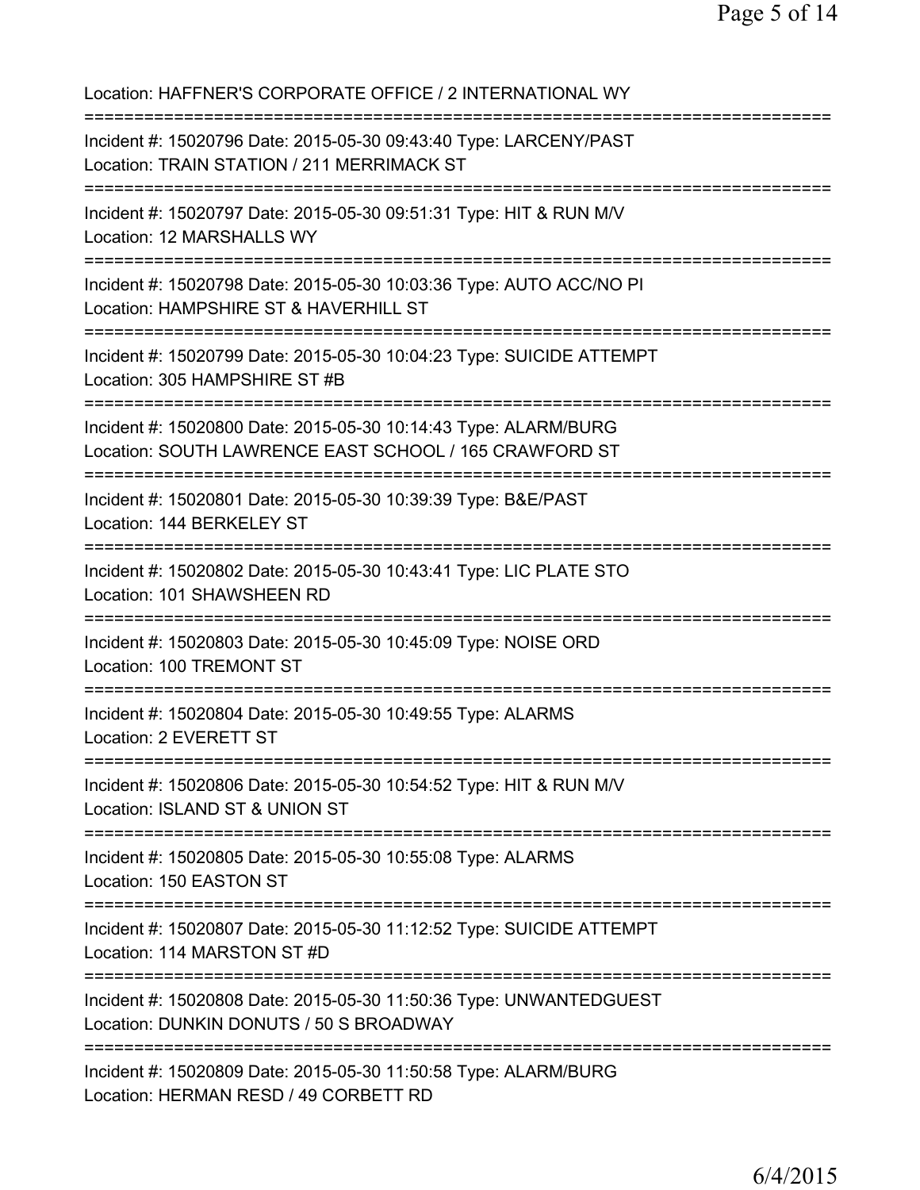Location: HAFFNER'S CORPORATE OFFICE / 2 INTERNATIONAL WY

===========================================================================

Incident #: 15020796 Date: 2015-05-30 09:43:40 Type: LARCENY/PAST
Location: TRAIN STATION / 211 MERRIMACK ST

===========================================================================

Incident #: 15020797 Date: 2015-05-30 09:51:31 Type: HIT & RUN M/V
Location: 12 MARSHALLS WY

===========================================================================

Incident #: 15020798 Date: 2015-05-30 10:03:36 Type: AUTO ACC/NO PI
Location: HAMPSHIRE ST & HAVERHILL ST

===========================================================================

Incident #: 15020799 Date: 2015-05-30 10:04:23 Type: SUICIDE ATTEMPT
Location: 305 HAMPSHIRE ST #B

===========================================================================

Incident #: 15020800 Date: 2015-05-30 10:14:43 Type: ALARM/BURG
Location: SOUTH LAWRENCE EAST SCHOOL / 165 CRAWFORD ST

===========================================================================

Incident #: 15020801 Date: 2015-05-30 10:39:39 Type: B&E/PAST
Location: 144 BERKELEY ST

===========================================================================

Incident #: 15020802 Date: 2015-05-30 10:43:41 Type: LIC PLATE STO
Location: 101 SHAWSHEEN RD

===========================================================================

Incident #: 15020803 Date: 2015-05-30 10:45:09 Type: NOISE ORD
Location: 100 TREMONT ST

===========================================================================

Incident #: 15020804 Date: 2015-05-30 10:49:55 Type: ALARMS
Location: 2 EVERETT ST

===========================================================================

Incident #: 15020806 Date: 2015-05-30 10:54:52 Type: HIT & RUN M/V
Location: ISLAND ST & UNION ST

===========================================================================

Incident #: 15020805 Date: 2015-05-30 10:55:08 Type: ALARMS
Location: 150 EASTON ST

===========================================================================

Incident #: 15020807 Date: 2015-05-30 11:12:52 Type: SUICIDE ATTEMPT
Location: 114 MARSTON ST #D

===========================================================================

Incident #: 15020808 Date: 2015-05-30 11:50:36 Type: UNWANTEDGUEST
Location: DUNKIN DONUTS / 50 S BROADWAY

===========================================================================

Incident #: 15020809 Date: 2015-05-30 11:50:58 Type: ALARM/BURG
Location: HERMAN RESD / 49 CORBETT RD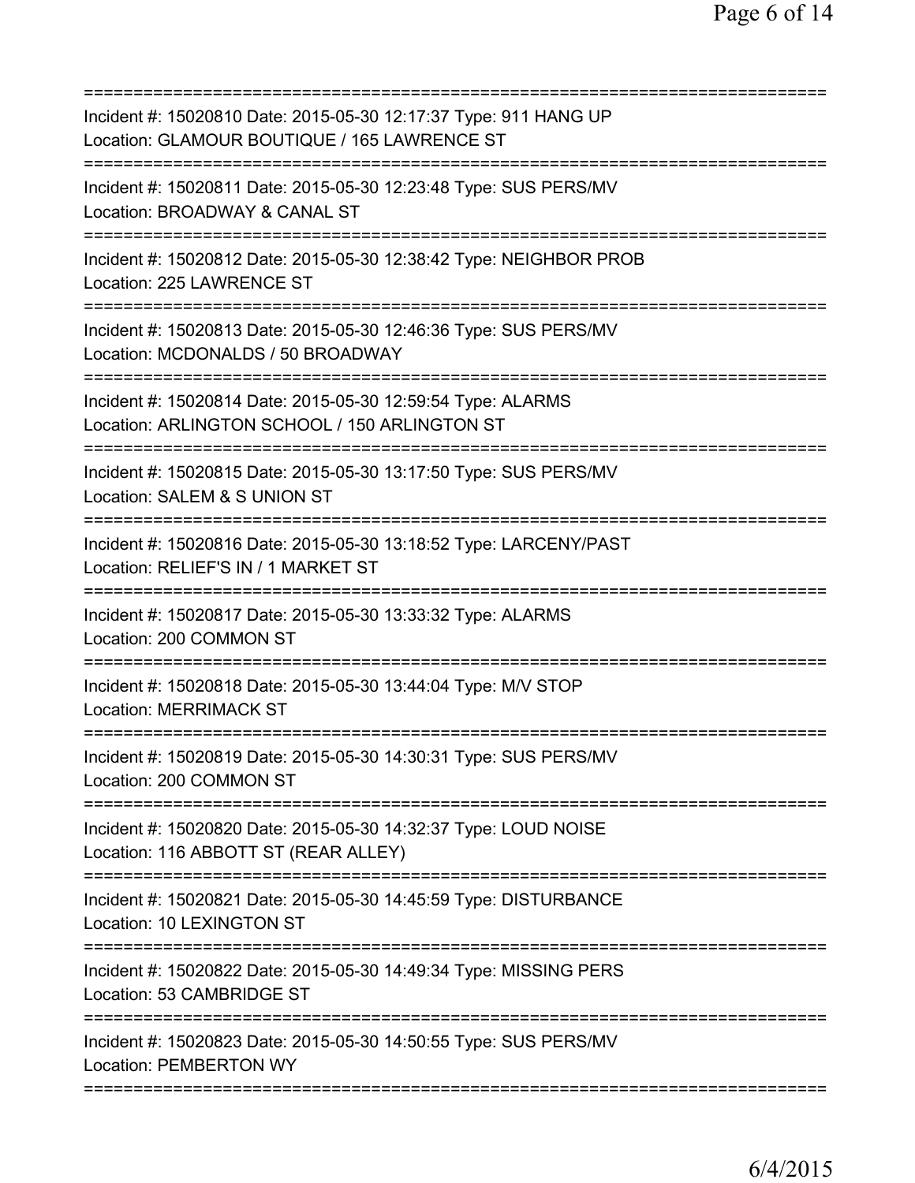==============================================================================
Incident #: 15020810 Date: 2015-05-30 12:17:37 Type: 911 HANG UP
Location: GLAMOUR BOUTIQUE / 165 LAWRENCE ST
==============================================================================
Incident #: 15020811 Date: 2015-05-30 12:23:48 Type: SUS PERS/MV
Location: BROADWAY & CANAL ST
==============================================================================
Incident #: 15020812 Date: 2015-05-30 12:38:42 Type: NEIGHBOR PROB
Location: 225 LAWRENCE ST
==============================================================================
Incident #: 15020813 Date: 2015-05-30 12:46:36 Type: SUS PERS/MV
Location: MCDONALDS / 50 BROADWAY
==============================================================================
Incident #: 15020814 Date: 2015-05-30 12:59:54 Type: ALARMS
Location: ARLINGTON SCHOOL / 150 ARLINGTON ST
==============================================================================
Incident #: 15020815 Date: 2015-05-30 13:17:50 Type: SUS PERS/MV
Location: SALEM & S UNION ST
==============================================================================
Incident #: 15020816 Date: 2015-05-30 13:18:52 Type: LARCENY/PAST
Location: RELIEF'S IN / 1 MARKET ST
==============================================================================
Incident #: 15020817 Date: 2015-05-30 13:33:32 Type: ALARMS
Location: 200 COMMON ST
==============================================================================
Incident #: 15020818 Date: 2015-05-30 13:44:04 Type: M/V STOP
Location: MERRIMACK ST
==============================================================================
Incident #: 15020819 Date: 2015-05-30 14:30:31 Type: SUS PERS/MV
Location: 200 COMMON ST
==============================================================================
Incident #: 15020820 Date: 2015-05-30 14:32:37 Type: LOUD NOISE
Location: 116 ABBOTT ST (REAR ALLEY)
==============================================================================
Incident #: 15020821 Date: 2015-05-30 14:45:59 Type: DISTURBANCE
Location: 10 LEXINGTON ST
==============================================================================
Incident #: 15020822 Date: 2015-05-30 14:49:34 Type: MISSING PERS
Location: 53 CAMBRIDGE ST
==============================================================================
Incident #: 15020823 Date: 2015-05-30 14:50:55 Type: SUS PERS/MV
Location: PEMBERTON WY
==============================================================================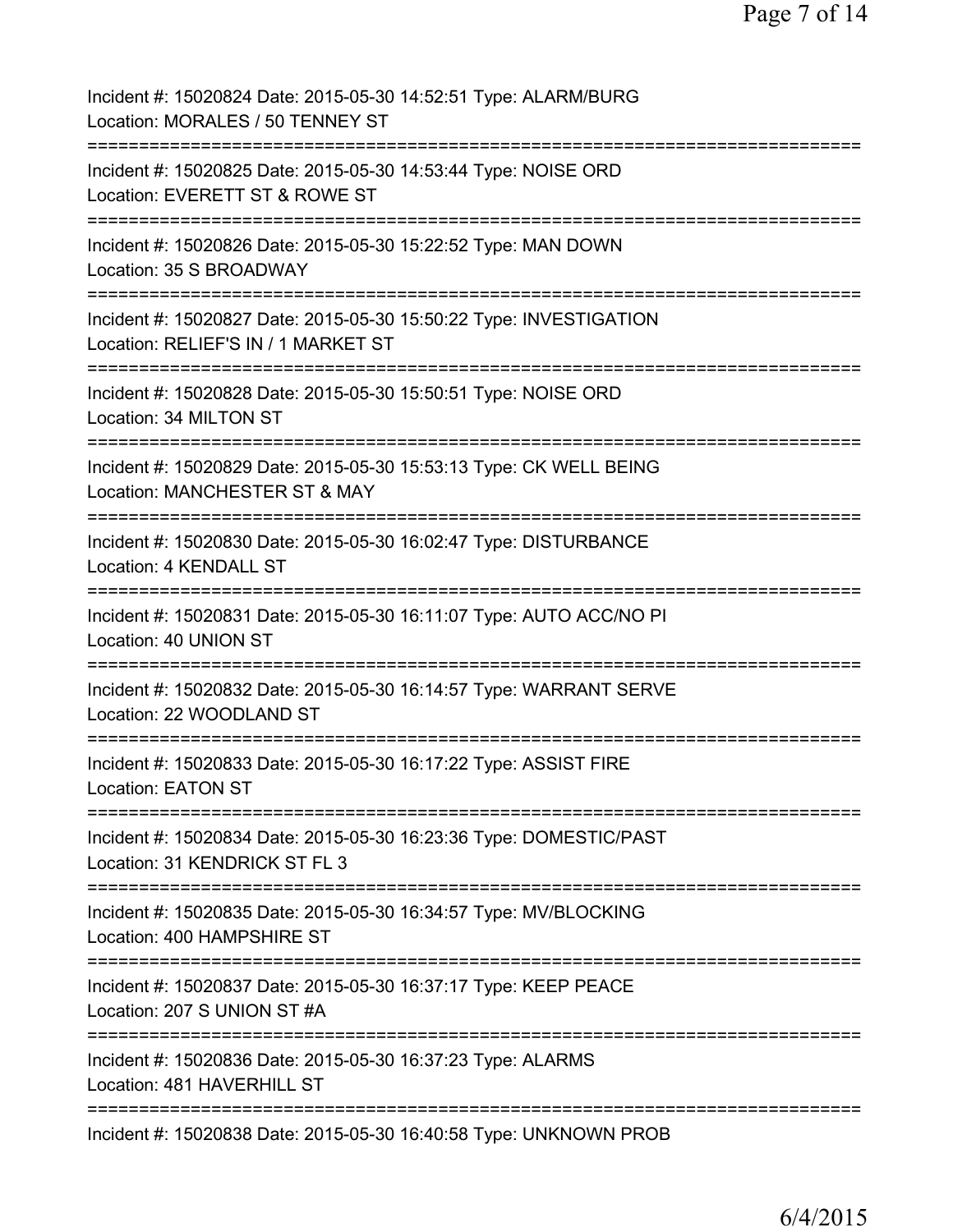Incident #: 15020824 Date: 2015-05-30 14:52:51 Type: ALARM/BURG
Location: MORALES / 50 TENNEY ST

===========================================================================

Incident #: 15020825 Date: 2015-05-30 14:53:44 Type: NOISE ORD
Location: EVERETT ST & ROWE ST

===========================================================================

Incident #: 15020826 Date: 2015-05-30 15:22:52 Type: MAN DOWN
Location: 35 S BROADWAY

===========================================================================

Incident #: 15020827 Date: 2015-05-30 15:50:22 Type: INVESTIGATION
Location: RELIEF'S IN / 1 MARKET ST

===========================================================================

Incident #: 15020828 Date: 2015-05-30 15:50:51 Type: NOISE ORD
Location: 34 MILTON ST

===========================================================================

Incident #: 15020829 Date: 2015-05-30 15:53:13 Type: CK WELL BEING
Location: MANCHESTER ST & MAY

===========================================================================

Incident #: 15020830 Date: 2015-05-30 16:02:47 Type: DISTURBANCE
Location: 4 KENDALL ST

===========================================================================

Incident #: 15020831 Date: 2015-05-30 16:11:07 Type: AUTO ACC/NO PI
Location: 40 UNION ST

===========================================================================

Incident #: 15020832 Date: 2015-05-30 16:14:57 Type: WARRANT SERVE
Location: 22 WOODLAND ST

===========================================================================

Incident #: 15020833 Date: 2015-05-30 16:17:22 Type: ASSIST FIRE
Location: EATON ST

===========================================================================

Incident #: 15020834 Date: 2015-05-30 16:23:36 Type: DOMESTIC/PAST
Location: 31 KENDRICK ST FL 3

===========================================================================

Incident #: 15020835 Date: 2015-05-30 16:34:57 Type: MV/BLOCKING
Location: 400 HAMPSHIRE ST

===========================================================================

Incident #: 15020837 Date: 2015-05-30 16:37:17 Type: KEEP PEACE
Location: 207 S UNION ST #A

===========================================================================

Incident #: 15020836 Date: 2015-05-30 16:37:23 Type: ALARMS
Location: 481 HAVERHILL ST

===========================================================================

Incident #: 15020838 Date: 2015-05-30 16:40:58 Type: UNKNOWN PROB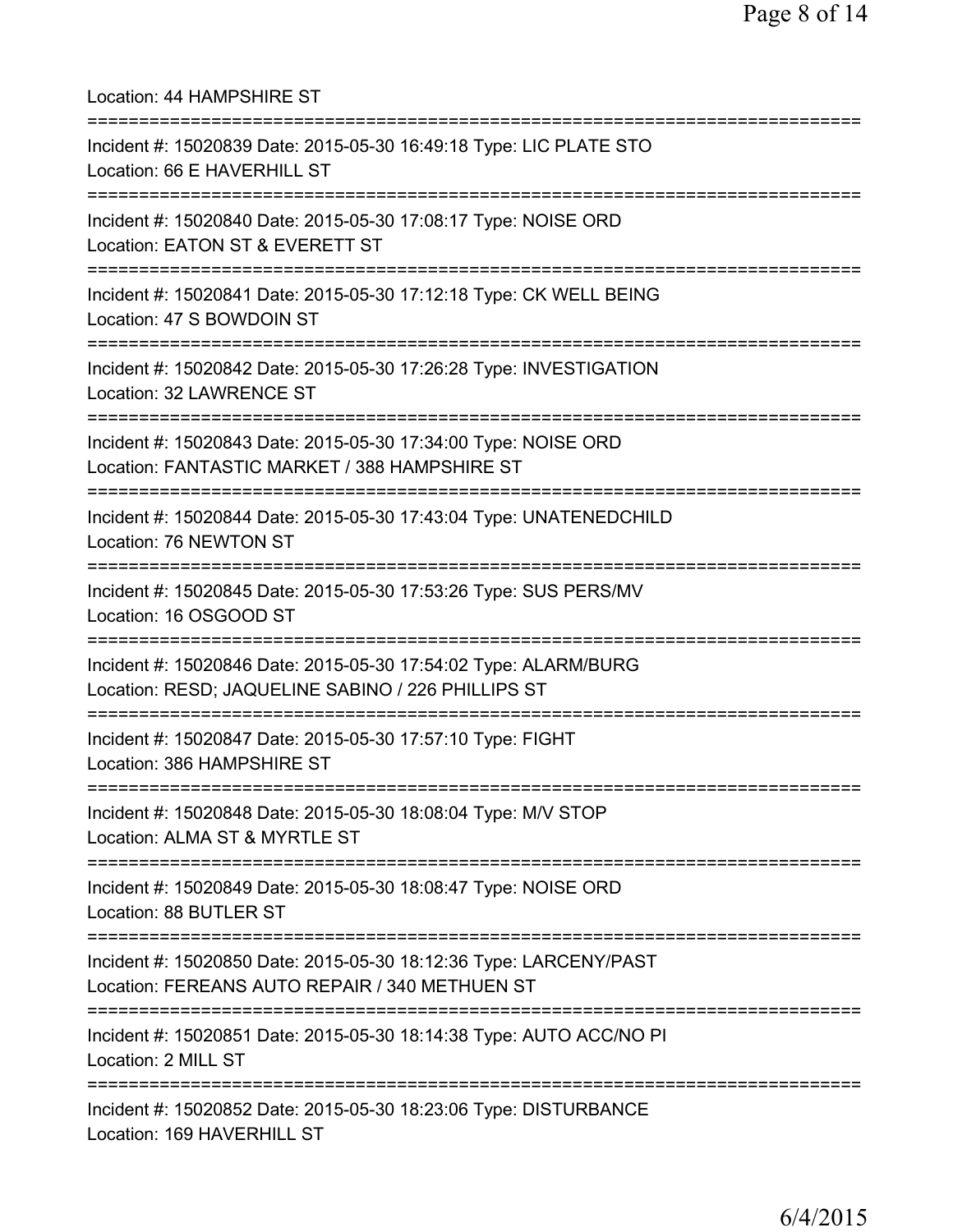Location: 44 HAMPSHIRE ST

===========================================================================

Incident #: 15020839 Date: 2015-05-30 16:49:18 Type: LIC PLATE STO
Location: 66 E HAVERHILL ST

===========================================================================

Incident #: 15020840 Date: 2015-05-30 17:08:17 Type: NOISE ORD
Location: EATON ST & EVERETT ST

===========================================================================

Incident #: 15020841 Date: 2015-05-30 17:12:18 Type: CK WELL BEING
Location: 47 S BOWDOIN ST

===========================================================================

Incident #: 15020842 Date: 2015-05-30 17:26:28 Type: INVESTIGATION
Location: 32 LAWRENCE ST

===========================================================================

Incident #: 15020843 Date: 2015-05-30 17:34:00 Type: NOISE ORD
Location: FANTASTIC MARKET / 388 HAMPSHIRE ST

===========================================================================

Incident #: 15020844 Date: 2015-05-30 17:43:04 Type: UNATENEDCHILD
Location: 76 NEWTON ST

===========================================================================

Incident #: 15020845 Date: 2015-05-30 17:53:26 Type: SUS PERS/MV
Location: 16 OSGOOD ST

===========================================================================

Incident #: 15020846 Date: 2015-05-30 17:54:02 Type: ALARM/BURG
Location: RESD; JAQUELINE SABINO / 226 PHILLIPS ST

===========================================================================

Incident #: 15020847 Date: 2015-05-30 17:57:10 Type: FIGHT
Location: 386 HAMPSHIRE ST

===========================================================================

Incident #: 15020848 Date: 2015-05-30 18:08:04 Type: M/V STOP
Location: ALMA ST & MYRTLE ST

===========================================================================

Incident #: 15020849 Date: 2015-05-30 18:08:47 Type: NOISE ORD
Location: 88 BUTLER ST

===========================================================================

Incident #: 15020850 Date: 2015-05-30 18:12:36 Type: LARCENY/PAST
Location: FEREANS AUTO REPAIR / 340 METHUEN ST

===========================================================================

Incident #: 15020851 Date: 2015-05-30 18:14:38 Type: AUTO ACC/NO PI
Location: 2 MILL ST

===========================================================================

Incident #: 15020852 Date: 2015-05-30 18:23:06 Type: DISTURBANCE
Location: 169 HAVERHILL ST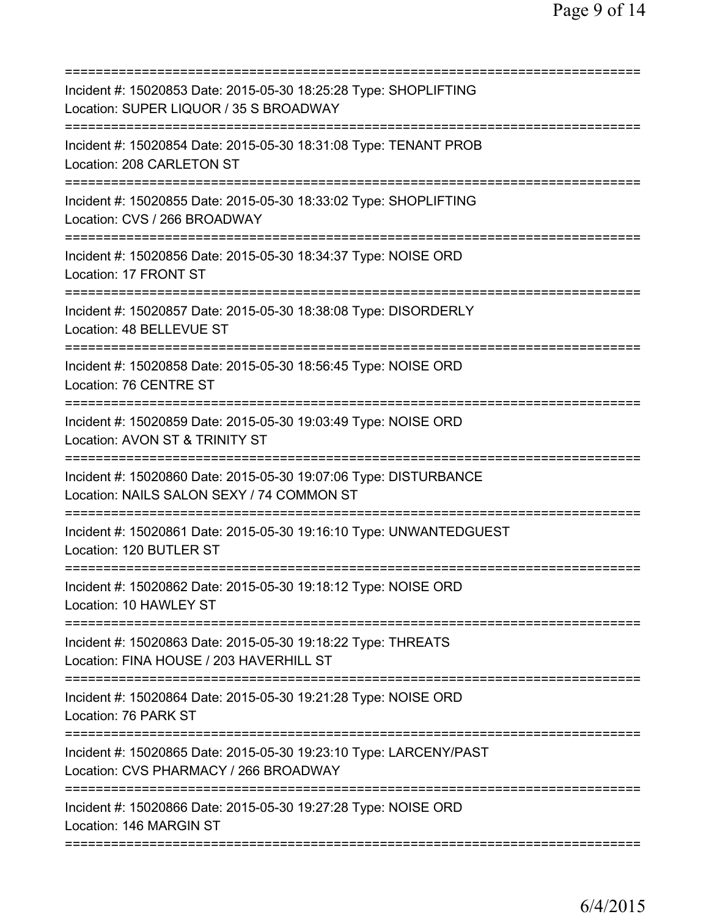===========================================================================
Incident #: 15020853 Date: 2015-05-30 18:25:28 Type: SHOPLIFTING
Location: SUPER LIQUOR / 35 S BROADWAY
===========================================================================
Incident #: 15020854 Date: 2015-05-30 18:31:08 Type: TENANT PROB
Location: 208 CARLETON ST
===========================================================================
Incident #: 15020855 Date: 2015-05-30 18:33:02 Type: SHOPLIFTING
Location: CVS / 266 BROADWAY
===========================================================================
Incident #: 15020856 Date: 2015-05-30 18:34:37 Type: NOISE ORD
Location: 17 FRONT ST
===========================================================================
Incident #: 15020857 Date: 2015-05-30 18:38:08 Type: DISORDERLY
Location: 48 BELLEVUE ST
===========================================================================
Incident #: 15020858 Date: 2015-05-30 18:56:45 Type: NOISE ORD
Location: 76 CENTRE ST
===========================================================================
Incident #: 15020859 Date: 2015-05-30 19:03:49 Type: NOISE ORD
Location: AVON ST & TRINITY ST
===========================================================================
Incident #: 15020860 Date: 2015-05-30 19:07:06 Type: DISTURBANCE
Location: NAILS SALON SEXY / 74 COMMON ST
===========================================================================
Incident #: 15020861 Date: 2015-05-30 19:16:10 Type: UNWANTEDGUEST
Location: 120 BUTLER ST
===========================================================================
Incident #: 15020862 Date: 2015-05-30 19:18:12 Type: NOISE ORD
Location: 10 HAWLEY ST
===========================================================================
Incident #: 15020863 Date: 2015-05-30 19:18:22 Type: THREATS
Location: FINA HOUSE / 203 HAVERHILL ST
===========================================================================
Incident #: 15020864 Date: 2015-05-30 19:21:28 Type: NOISE ORD
Location: 76 PARK ST
===========================================================================
Incident #: 15020865 Date: 2015-05-30 19:23:10 Type: LARCENY/PAST
Location: CVS PHARMACY / 266 BROADWAY
===========================================================================
Incident #: 15020866 Date: 2015-05-30 19:27:28 Type: NOISE ORD
Location: 146 MARGIN ST
===========================================================================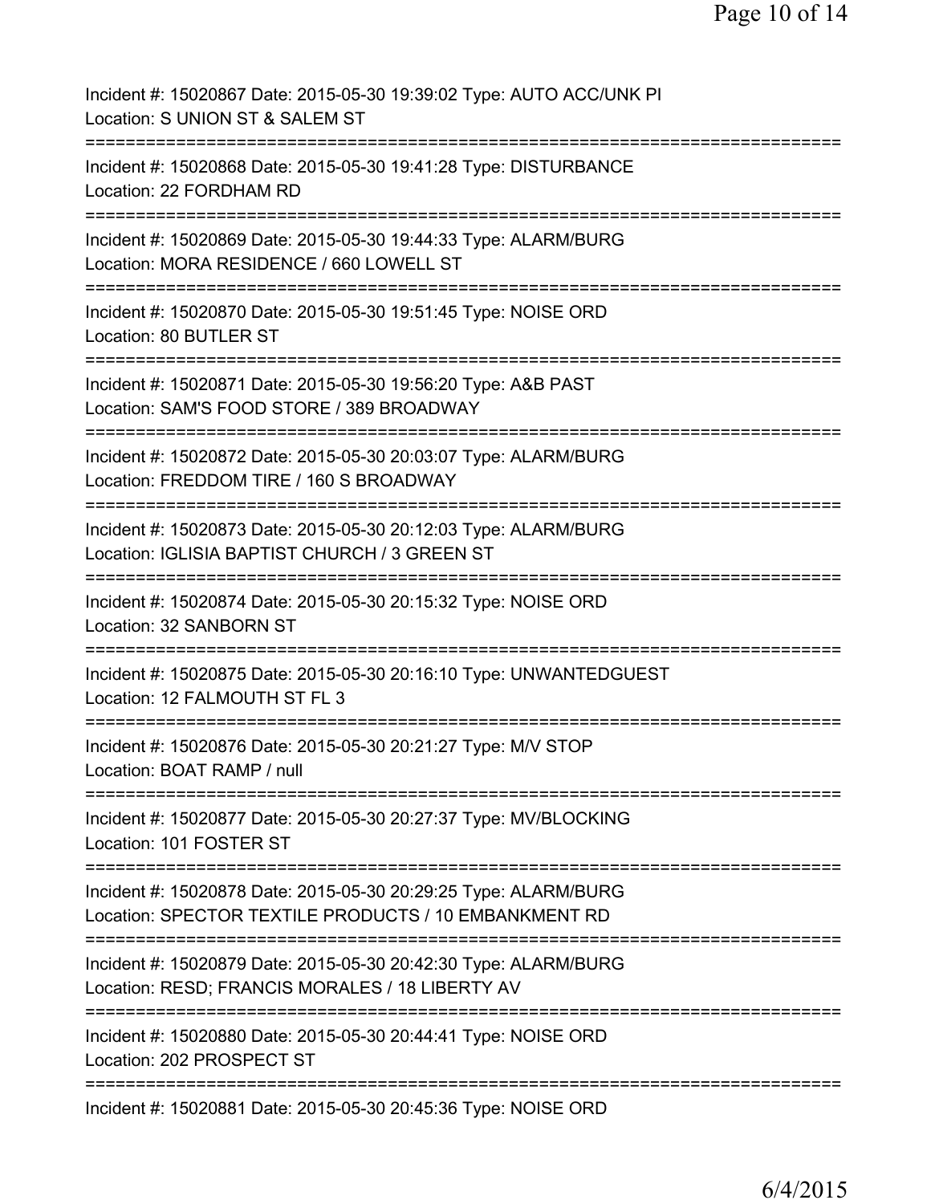Incident #: 15020867 Date: 2015-05-30 19:39:02 Type: AUTO ACC/UNK PI
Location: S UNION ST & SALEM ST

===========================================================================

Incident #: 15020868 Date: 2015-05-30 19:41:28 Type: DISTURBANCE
Location: 22 FORDHAM RD

===========================================================================

Incident #: 15020869 Date: 2015-05-30 19:44:33 Type: ALARM/BURG
Location: MORA RESIDENCE / 660 LOWELL ST

===========================================================================

Incident #: 15020870 Date: 2015-05-30 19:51:45 Type: NOISE ORD
Location: 80 BUTLER ST

===========================================================================

Incident #: 15020871 Date: 2015-05-30 19:56:20 Type: A&B PAST
Location: SAM'S FOOD STORE / 389 BROADWAY

===========================================================================

Incident #: 15020872 Date: 2015-05-30 20:03:07 Type: ALARM/BURG
Location: FREDDOM TIRE / 160 S BROADWAY

===========================================================================

Incident #: 15020873 Date: 2015-05-30 20:12:03 Type: ALARM/BURG
Location: IGLISIA BAPTIST CHURCH / 3 GREEN ST

===========================================================================

Incident #: 15020874 Date: 2015-05-30 20:15:32 Type: NOISE ORD
Location: 32 SANBORN ST

===========================================================================

Incident #: 15020875 Date: 2015-05-30 20:16:10 Type: UNWANTEDGUEST
Location: 12 FALMOUTH ST FL 3

===========================================================================

Incident #: 15020876 Date: 2015-05-30 20:21:27 Type: M/V STOP
Location: BOAT RAMP / null

===========================================================================

Incident #: 15020877 Date: 2015-05-30 20:27:37 Type: MV/BLOCKING
Location: 101 FOSTER ST

===========================================================================

Incident #: 15020878 Date: 2015-05-30 20:29:25 Type: ALARM/BURG
Location: SPECTOR TEXTILE PRODUCTS / 10 EMBANKMENT RD

===========================================================================

Incident #: 15020879 Date: 2015-05-30 20:42:30 Type: ALARM/BURG
Location: RESD; FRANCIS MORALES / 18 LIBERTY AV

===========================================================================

Incident #: 15020880 Date: 2015-05-30 20:44:41 Type: NOISE ORD
Location: 202 PROSPECT ST

===========================================================================

Incident #: 15020881 Date: 2015-05-30 20:45:36 Type: NOISE ORD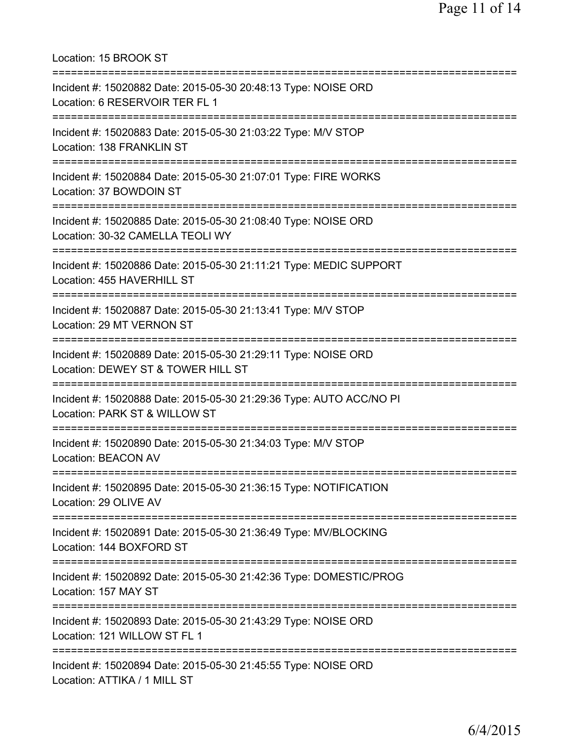Location: 15 BROOK ST

===========================================================================

Incident #: 15020882 Date: 2015-05-30 20:48:13 Type: NOISE ORD
Location: 6 RESERVOIR TER FL 1

===========================================================================

Incident #: 15020883 Date: 2015-05-30 21:03:22 Type: M/V STOP
Location: 138 FRANKLIN ST

===========================================================================

Incident #: 15020884 Date: 2015-05-30 21:07:01 Type: FIRE WORKS
Location: 37 BOWDOIN ST

===========================================================================

Incident #: 15020885 Date: 2015-05-30 21:08:40 Type: NOISE ORD
Location: 30-32 CAMELLA TEOLI WY

===========================================================================

Incident #: 15020886 Date: 2015-05-30 21:11:21 Type: MEDIC SUPPORT
Location: 455 HAVERHILL ST

===========================================================================

Incident #: 15020887 Date: 2015-05-30 21:13:41 Type: M/V STOP
Location: 29 MT VERNON ST

===========================================================================

Incident #: 15020889 Date: 2015-05-30 21:29:11 Type: NOISE ORD
Location: DEWEY ST & TOWER HILL ST

===========================================================================

Incident #: 15020888 Date: 2015-05-30 21:29:36 Type: AUTO ACC/NO PI
Location: PARK ST & WILLOW ST

===========================================================================

Incident #: 15020890 Date: 2015-05-30 21:34:03 Type: M/V STOP
Location: BEACON AV

===========================================================================

Incident #: 15020895 Date: 2015-05-30 21:36:15 Type: NOTIFICATION
Location: 29 OLIVE AV

===========================================================================

Incident #: 15020891 Date: 2015-05-30 21:36:49 Type: MV/BLOCKING
Location: 144 BOXFORD ST

===========================================================================

Incident #: 15020892 Date: 2015-05-30 21:42:36 Type: DOMESTIC/PROG
Location: 157 MAY ST

===========================================================================

Incident #: 15020893 Date: 2015-05-30 21:43:29 Type: NOISE ORD
Location: 121 WILLOW ST FL 1

===========================================================================

Incident #: 15020894 Date: 2015-05-30 21:45:55 Type: NOISE ORD
Location: ATTIKA / 1 MILL ST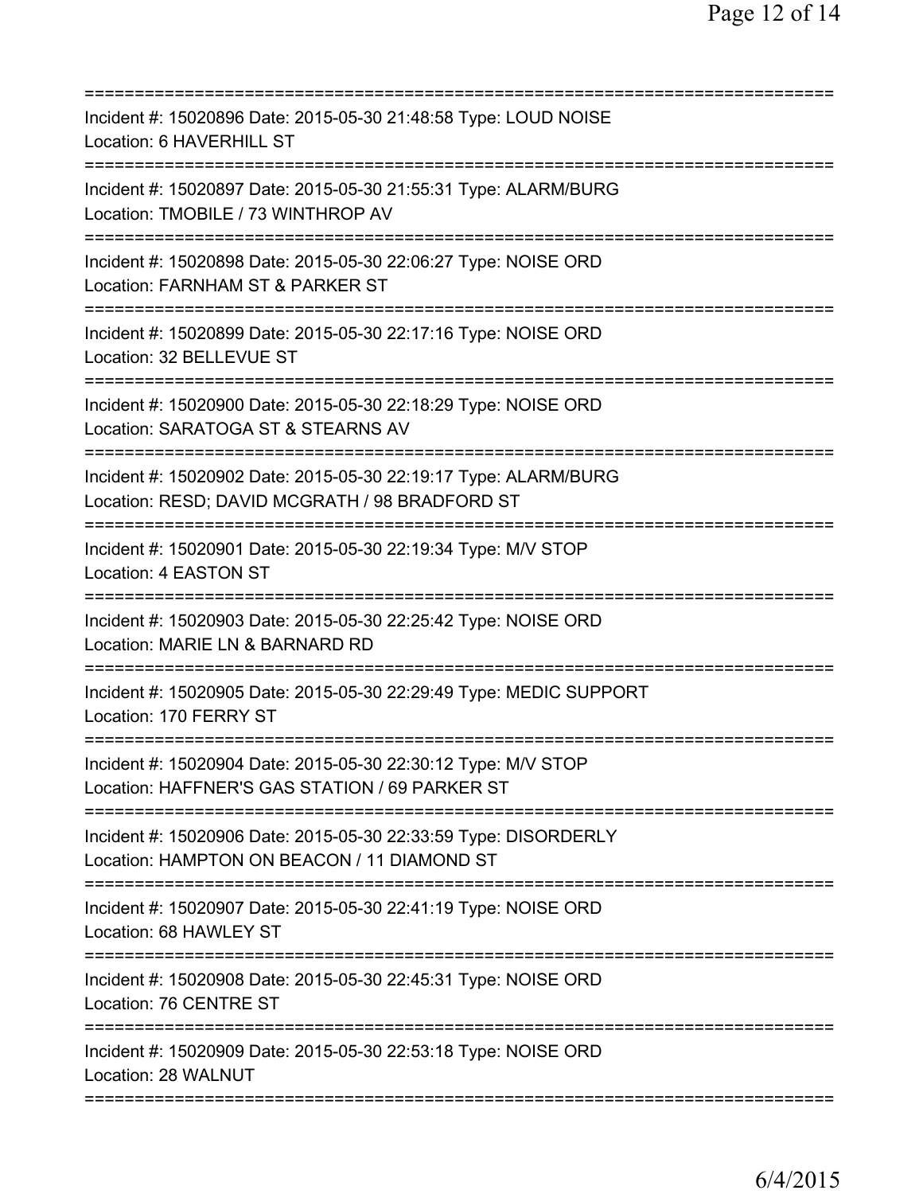===========================================================================
Incident #: 15020896 Date: 2015-05-30 21:48:58 Type: LOUD NOISE
Location: 6 HAVERHILL ST
===========================================================================
Incident #: 15020897 Date: 2015-05-30 21:55:31 Type: ALARM/BURG
Location: TMOBILE / 73 WINTHROP AV
===========================================================================
Incident #: 15020898 Date: 2015-05-30 22:06:27 Type: NOISE ORD
Location: FARNHAM ST & PARKER ST
===========================================================================
Incident #: 15020899 Date: 2015-05-30 22:17:16 Type: NOISE ORD
Location: 32 BELLEVUE ST
===========================================================================
Incident #: 15020900 Date: 2015-05-30 22:18:29 Type: NOISE ORD
Location: SARATOGA ST & STEARNS AV
===========================================================================
Incident #: 15020902 Date: 2015-05-30 22:19:17 Type: ALARM/BURG
Location: RESD; DAVID MCGRATH / 98 BRADFORD ST
===========================================================================
Incident #: 15020901 Date: 2015-05-30 22:19:34 Type: M/V STOP
Location: 4 EASTON ST
===========================================================================
Incident #: 15020903 Date: 2015-05-30 22:25:42 Type: NOISE ORD
Location: MARIE LN & BARNARD RD
===========================================================================
Incident #: 15020905 Date: 2015-05-30 22:29:49 Type: MEDIC SUPPORT
Location: 170 FERRY ST
===========================================================================
Incident #: 15020904 Date: 2015-05-30 22:30:12 Type: M/V STOP
Location: HAFFNER'S GAS STATION / 69 PARKER ST
===========================================================================
Incident #: 15020906 Date: 2015-05-30 22:33:59 Type: DISORDERLY
Location: HAMPTON ON BEACON / 11 DIAMOND ST
===========================================================================
Incident #: 15020907 Date: 2015-05-30 22:41:19 Type: NOISE ORD
Location: 68 HAWLEY ST
===========================================================================
Incident #: 15020908 Date: 2015-05-30 22:45:31 Type: NOISE ORD
Location: 76 CENTRE ST
===========================================================================
Incident #: 15020909 Date: 2015-05-30 22:53:18 Type: NOISE ORD
Location: 28 WALNUT
===========================================================================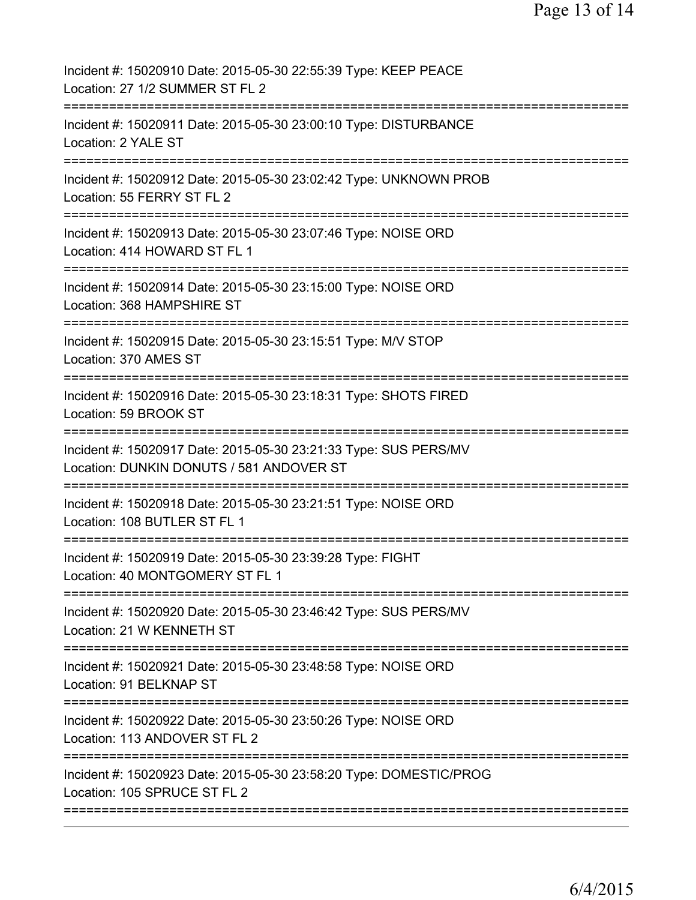Incident #: 15020910 Date: 2015-05-30 22:55:39 Type: KEEP PEACE
Location: 27 1/2 SUMMER ST FL 2

===========================================================================

Incident #: 15020911 Date: 2015-05-30 23:00:10 Type: DISTURBANCE
Location: 2 YALE ST

===========================================================================

Incident #: 15020912 Date: 2015-05-30 23:02:42 Type: UNKNOWN PROB
Location: 55 FERRY ST FL 2

===========================================================================

Incident #: 15020913 Date: 2015-05-30 23:07:46 Type: NOISE ORD
Location: 414 HOWARD ST FL 1

===========================================================================

Incident #: 15020914 Date: 2015-05-30 23:15:00 Type: NOISE ORD
Location: 368 HAMPSHIRE ST

===========================================================================

Incident #: 15020915 Date: 2015-05-30 23:15:51 Type: M/V STOP
Location: 370 AMES ST

===========================================================================

Incident #: 15020916 Date: 2015-05-30 23:18:31 Type: SHOTS FIRED
Location: 59 BROOK ST

===========================================================================

Incident #: 15020917 Date: 2015-05-30 23:21:33 Type: SUS PERS/MV
Location: DUNKIN DONUTS / 581 ANDOVER ST

===========================================================================

Incident #: 15020918 Date: 2015-05-30 23:21:51 Type: NOISE ORD
Location: 108 BUTLER ST FL 1

===========================================================================

Incident #: 15020919 Date: 2015-05-30 23:39:28 Type: FIGHT
Location: 40 MONTGOMERY ST FL 1

===========================================================================

Incident #: 15020920 Date: 2015-05-30 23:46:42 Type: SUS PERS/MV
Location: 21 W KENNETH ST

===========================================================================

Incident #: 15020921 Date: 2015-05-30 23:48:58 Type: NOISE ORD
Location: 91 BELKNAP ST

===========================================================================

Incident #: 15020922 Date: 2015-05-30 23:50:26 Type: NOISE ORD
Location: 113 ANDOVER ST FL 2

===========================================================================

Incident #: 15020923 Date: 2015-05-30 23:58:20 Type: DOMESTIC/PROG
Location: 105 SPRUCE ST FL 2

===========================================================================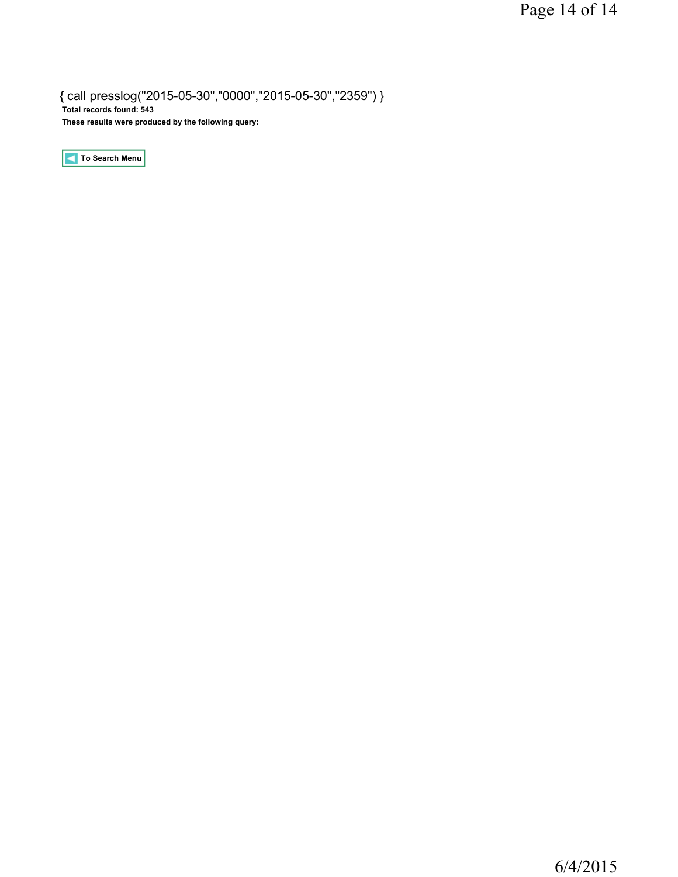```
{ call presslog("2015-05-30","0000","2015-05-30","2359") }
```

**Total records found: 543**

**These results were produced by the following query:**

**To Search Menu**